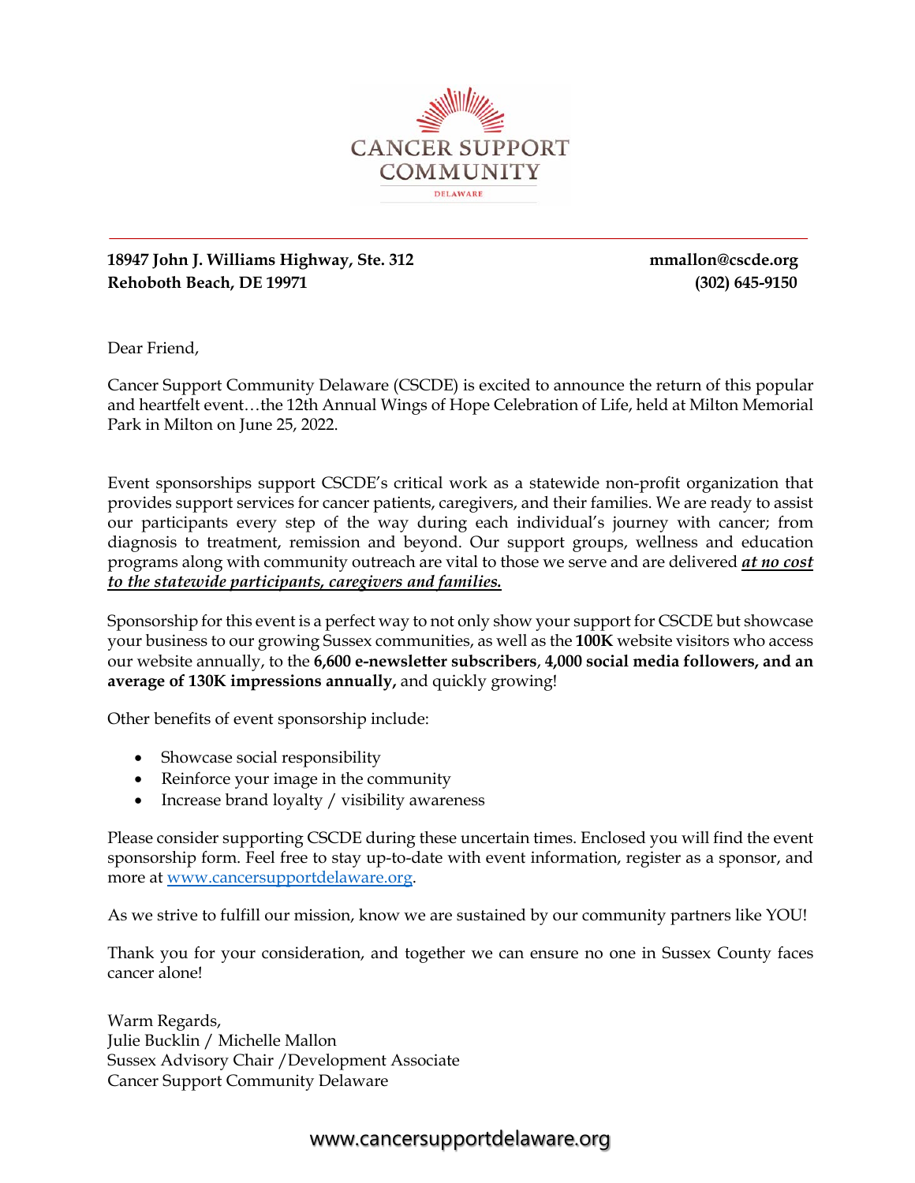CANCER SUPPORT COMMUNITY

DELAWARE

**18947 John J. Williams Highway, Ste. 312**
**Rehoboth Beach, DE 19971**

**mmallon@cscde.org**
**(302) 645-9150**

Dear Friend,

Cancer Support Community Delaware (CSCDE) is excited to announce the return of this popular and heartfelt event…the 12th Annual Wings of Hope Celebration of Life, held at Milton Memorial Park in Milton on June 25, 2022.

Event sponsorships support CSCDE's critical work as a statewide non-profit organization that provides support services for cancer patients, caregivers, and their families. We are ready to assist our participants every step of the way during each individual's journey with cancer; from diagnosis to treatment, remission and beyond. Our support groups, wellness and education programs along with community outreach are vital to those we serve and are delivered ***at no cost to the statewide participants, caregivers and families.***

Sponsorship for this event is a perfect way to not only show your support for CSCDE but showcase your business to our growing Sussex communities, as well as the **100K** website visitors who access our website annually, to the **6,600 e-newsletter subscribers**, **4,000 social media followers, and an average of 130K impressions annually,** and quickly growing!

Other benefits of event sponsorship include:

- Showcase social responsibility
- Reinforce your image in the community
- Increase brand loyalty / visibility awareness

Please consider supporting CSCDE during these uncertain times. Enclosed you will find the event sponsorship form. Feel free to stay up-to-date with event information, register as a sponsor, and more at [www.cancersupportdelaware.org](http://www.cancersupportdelaware.org).

As we strive to fulfill our mission, know we are sustained by our community partners like YOU!

Thank you for your consideration, and together we can ensure no one in Sussex County faces cancer alone!

Warm Regards,
Julie Bucklin / Michelle Mallon
Sussex Advisory Chair /Development Associate
Cancer Support Community Delaware

www.cancersupportdelaware.org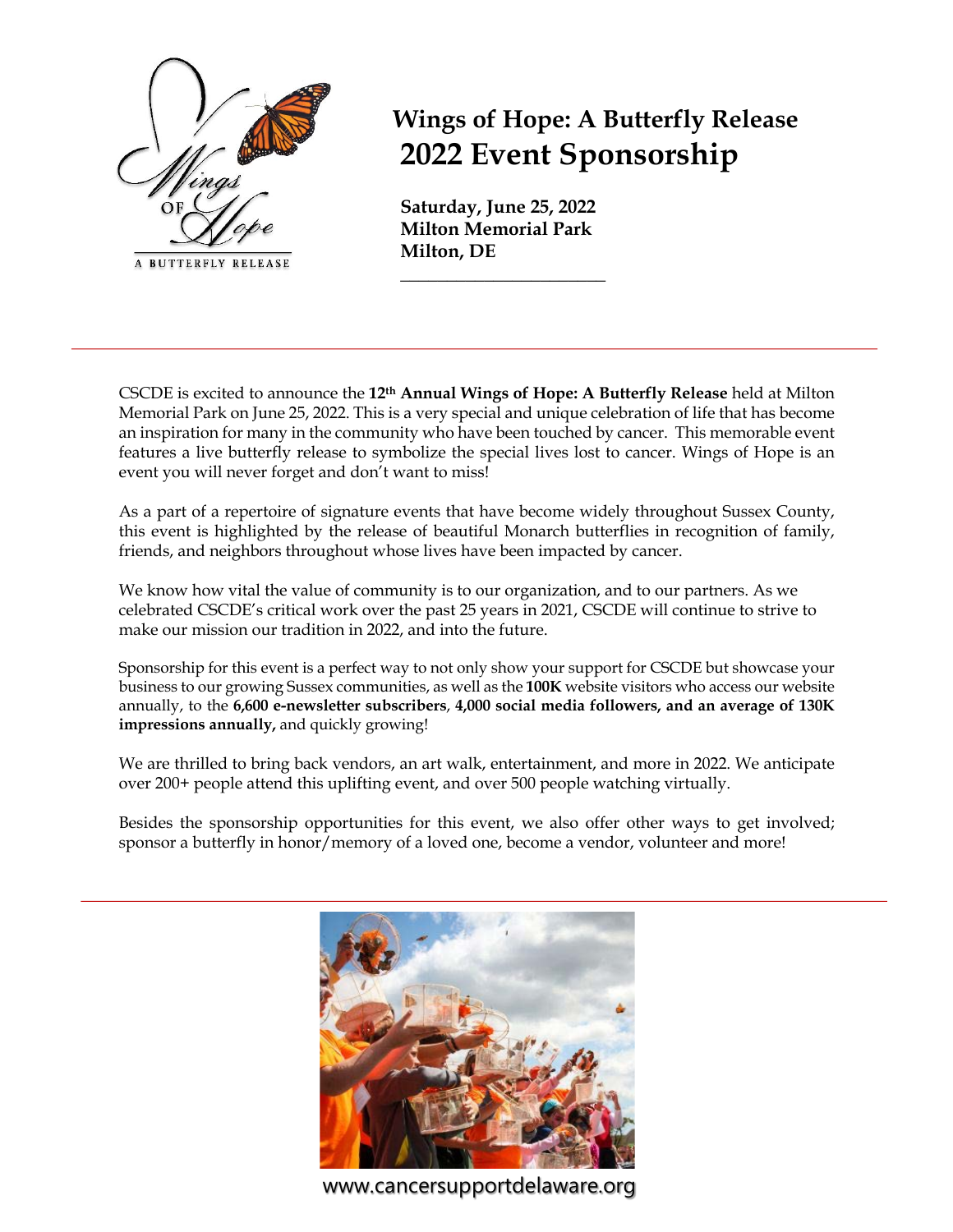# Wings of Hope: A Butterfly Release
## 2022 Event Sponsorship

**Saturday, June 25, 2022**
**Milton Memorial Park**
**Milton, DE**

CSCDE is excited to announce the **12th Annual Wings of Hope: A Butterfly Release** held at Milton Memorial Park on June 25, 2022. This is a very special and unique celebration of life that has become an inspiration for many in the community who have been touched by cancer. This memorable event features a live butterfly release to symbolize the special lives lost to cancer. Wings of Hope is an event you will never forget and don't want to miss!

As a part of a repertoire of signature events that have become widely throughout Sussex County, this event is highlighted by the release of beautiful Monarch butterflies in recognition of family, friends, and neighbors throughout whose lives have been impacted by cancer.

We know how vital the value of community is to our organization, and to our partners. As we celebrated CSCDE's critical work over the past 25 years in 2021, CSCDE will continue to strive to make our mission our tradition in 2022, and into the future.

Sponsorship for this event is a perfect way to not only show your support for CSCDE but showcase your business to our growing Sussex communities, as well as the **100K** website visitors who access our website annually, to the **6,600 e-newsletter subscribers**, **4,000 social media followers, and an average of 130K impressions annually,** and quickly growing!

We are thrilled to bring back vendors, an art walk, entertainment, and more in 2022. We anticipate over 200+ people attend this uplifting event, and over 500 people watching virtually.

Besides the sponsorship opportunities for this event, we also offer other ways to get involved; sponsor a butterfly in honor/memory of a loved one, become a vendor, volunteer and more!

www.cancersupportdelaware.org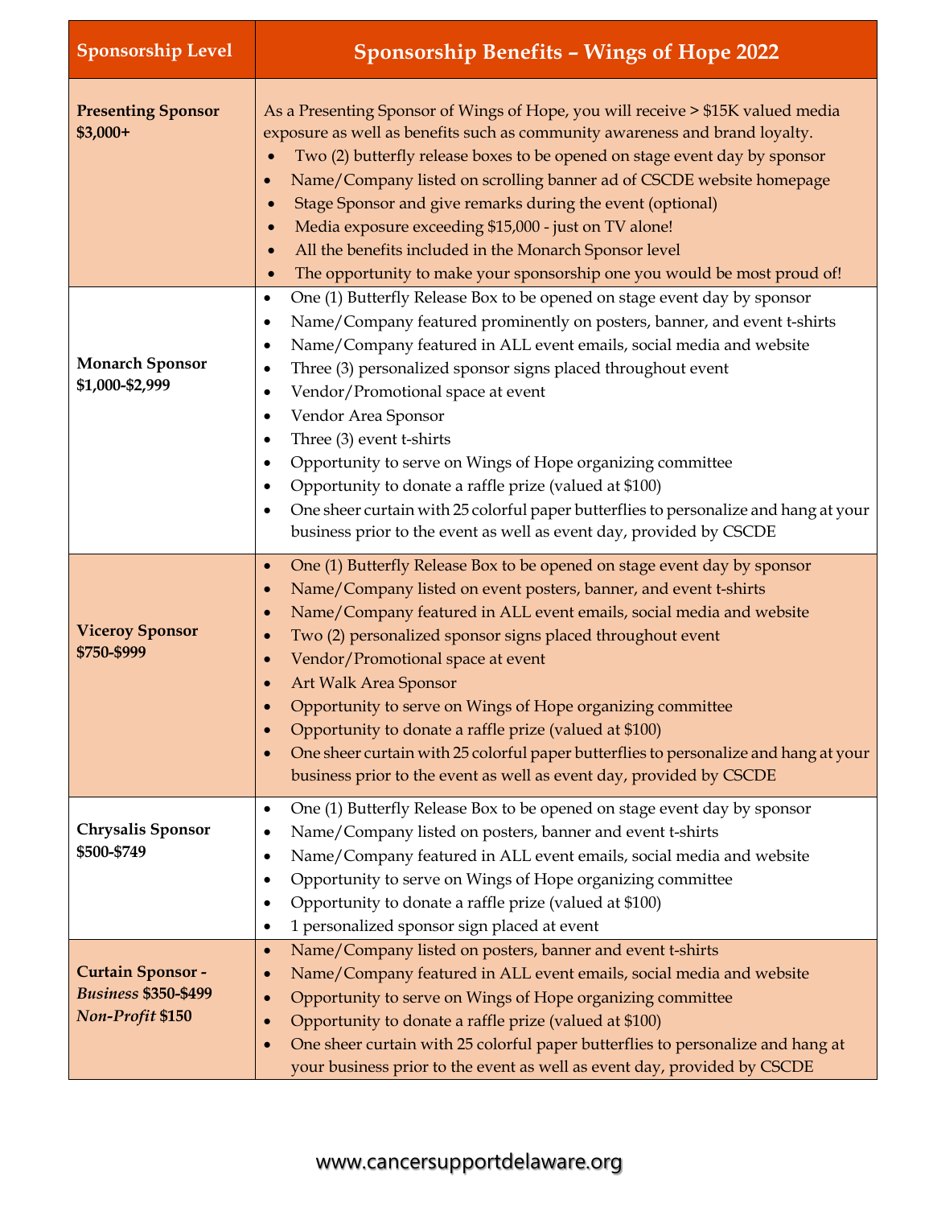| Sponsorship Level | Sponsorship Benefits – Wings of Hope 2022 |
| --- | --- |
| **Presenting Sponsor $3,000+** | As a Presenting Sponsor of Wings of Hope, you will receive > $15K valued media exposure as well as benefits such as community awareness and brand loyalty.<br>• Two (2) butterfly release boxes to be opened on stage event day by sponsor<br>• Name/Company listed on scrolling banner ad of CSCDE website homepage<br>• Stage Sponsor and give remarks during the event (optional)<br>• Media exposure exceeding $15,000 - just on TV alone!<br>• All the benefits included in the Monarch Sponsor level<br>• The opportunity to make your sponsorship one you would be most proud of! |
| **Monarch Sponsor $1,000-$2,999** | • One (1) Butterfly Release Box to be opened on stage event day by sponsor<br>• Name/Company featured prominently on posters, banner, and event t-shirts<br>• Name/Company featured in ALL event emails, social media and website<br>• Three (3) personalized sponsor signs placed throughout event<br>• Vendor/Promotional space at event<br>• Vendor Area Sponsor<br>• Three (3) event t-shirts<br>• Opportunity to serve on Wings of Hope organizing committee<br>• Opportunity to donate a raffle prize (valued at $100)<br>• One sheer curtain with 25 colorful paper butterflies to personalize and hang at your business prior to the event as well as event day, provided by CSCDE |
| **Viceroy Sponsor $750-$999** | • One (1) Butterfly Release Box to be opened on stage event day by sponsor<br>• Name/Company listed on event posters, banner, and event t-shirts<br>• Name/Company featured in ALL event emails, social media and website<br>• Two (2) personalized sponsor signs placed throughout event<br>• Vendor/Promotional space at event<br>• Art Walk Area Sponsor<br>• Opportunity to serve on Wings of Hope organizing committee<br>• Opportunity to donate a raffle prize (valued at $100)<br>• One sheer curtain with 25 colorful paper butterflies to personalize and hang at your business prior to the event as well as event day, provided by CSCDE |
| **Chrysalis Sponsor $500-$749** | • One (1) Butterfly Release Box to be opened on stage event day by sponsor<br>• Name/Company listed on posters, banner and event t-shirts<br>• Name/Company featured in ALL event emails, social media and website<br>• Opportunity to serve on Wings of Hope organizing committee<br>• Opportunity to donate a raffle prize (valued at $100)<br>• 1 personalized sponsor sign placed at event |
| **Curtain Sponsor -** ***Business* $350-$499** ***Non-Profit* $150** | • Name/Company listed on posters, banner and event t-shirts<br>• Name/Company featured in ALL event emails, social media and website<br>• Opportunity to serve on Wings of Hope organizing committee<br>• Opportunity to donate a raffle prize (valued at $100)<br>• One sheer curtain with 25 colorful paper butterflies to personalize and hang at your business prior to the event as well as event day, provided by CSCDE |

www.cancersupportdelaware.org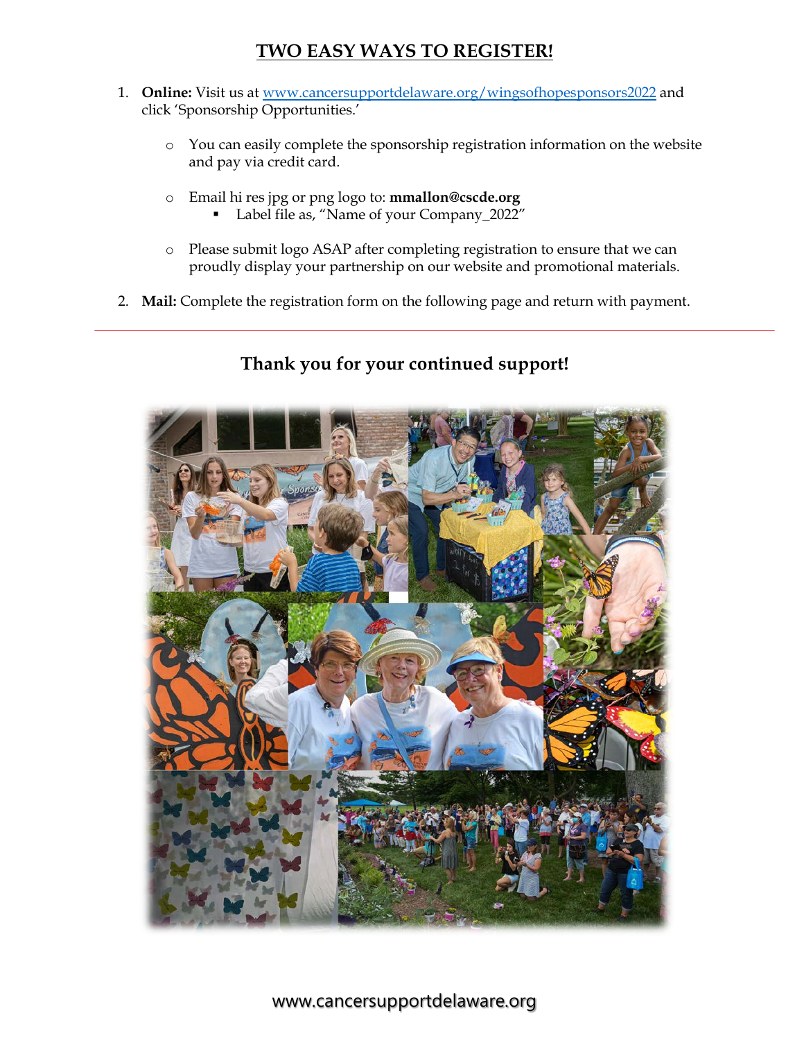## TWO EASY WAYS TO REGISTER!

1. **Online:** Visit us at [www.cancersupportdelaware.org/wingsofhopesponsors2022](www.cancersupportdelaware.org/wingsofhopesponsors2022) and click 'Sponsorship Opportunities.'
   - You can easily complete the sponsorship registration information on the website and pay via credit card.
   - Email hi res jpg or png logo to: **mmallon@cscde.org**
     - Label file as, "Name of your Company_2022"
   - Please submit logo ASAP after completing registration to ensure that we can proudly display your partnership on our website and promotional materials.
2. **Mail:** Complete the registration form on the following page and return with payment.

---

### Thank you for your continued support!

www.cancersupportdelaware.org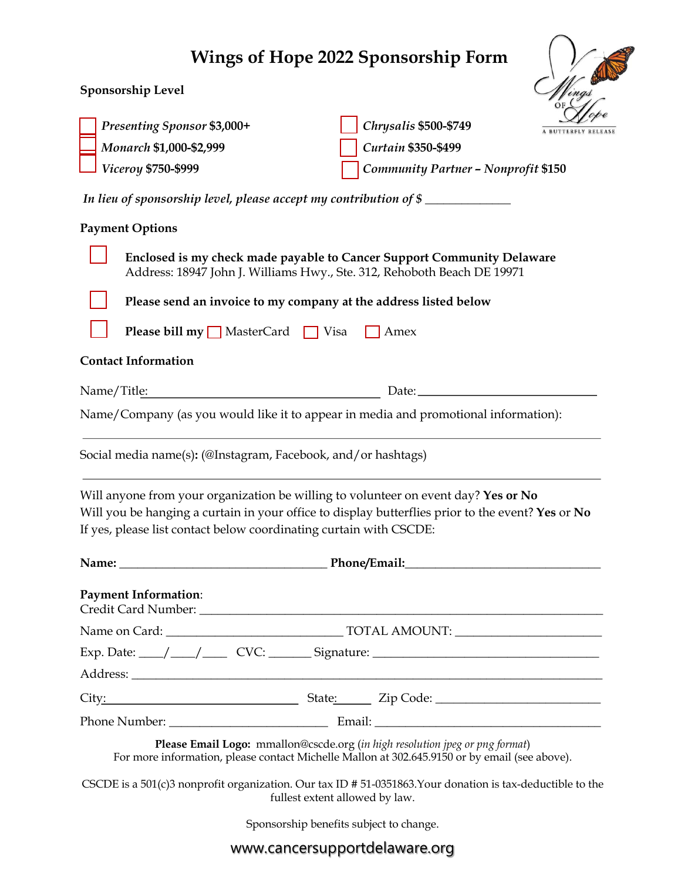# Wings of Hope 2022 Sponsorship Form

**Sponsorship Level**

- ☐ ***Presenting Sponsor* $3,000+**
- ☐ ***Monarch* $1,000-$2,999**
- ☐ ***Viceroy* $750-$999**
- ☐ ***Chrysalis* $500-$749**
- ☐ ***Curtain* $350-$499**
- ☐ ***Community Partner – Nonprofit* $150**

***In lieu of sponsorship level, please accept my contribution of $*** _____________

**Payment Options**

☐ **Enclosed is my check made payable to Cancer Support Community Delaware**
Address: 18947 John J. Williams Hwy., Ste. 312, Rehoboth Beach DE 19971

☐ **Please send an invoice to my company at the address listed below**

☐ **Please bill my** ☐ MasterCard ☐ Visa ☐ Amex

**Contact Information**

Name/Title: ____________________________________ Date: ____________________________

Name/Company (as you would like it to appear in media and promotional information):

_______________________________________________________________________________

Social media name(s)**:** (@Instagram, Facebook, and/or hashtags)

_______________________________________________________________________________

Will anyone from your organization be willing to volunteer on event day? **Yes or No**
Will you be hanging a curtain in your office to display butterflies prior to the event? **Yes** or **No**
If yes, please list contact below coordinating curtain with CSCDE:

**Name:** ________________________________ **Phone/Email:** _____________________________

**Payment Information**:
Credit Card Number: ___________________________________________________________

Name on Card: ___________________________ TOTAL AMOUNT: ______________________

Exp. Date: ____/____/____ CVC: _______ Signature: __________________________________

Address: ______________________________________________________________________

City: ______________________________ State: ______ Zip Code: _________________________

Phone Number: _________________________ Email: ___________________________________

**Please Email Logo:** mmallon@cscde.org (*in high resolution jpeg or png format*)
For more information, please contact Michelle Mallon at 302.645.9150 or by email (see above).

CSCDE is a 501(c)3 nonprofit organization. Our tax ID # 51-0351863.Your donation is tax-deductible to the fullest extent allowed by law.

Sponsorship benefits subject to change.

www.cancersupportdelaware.org